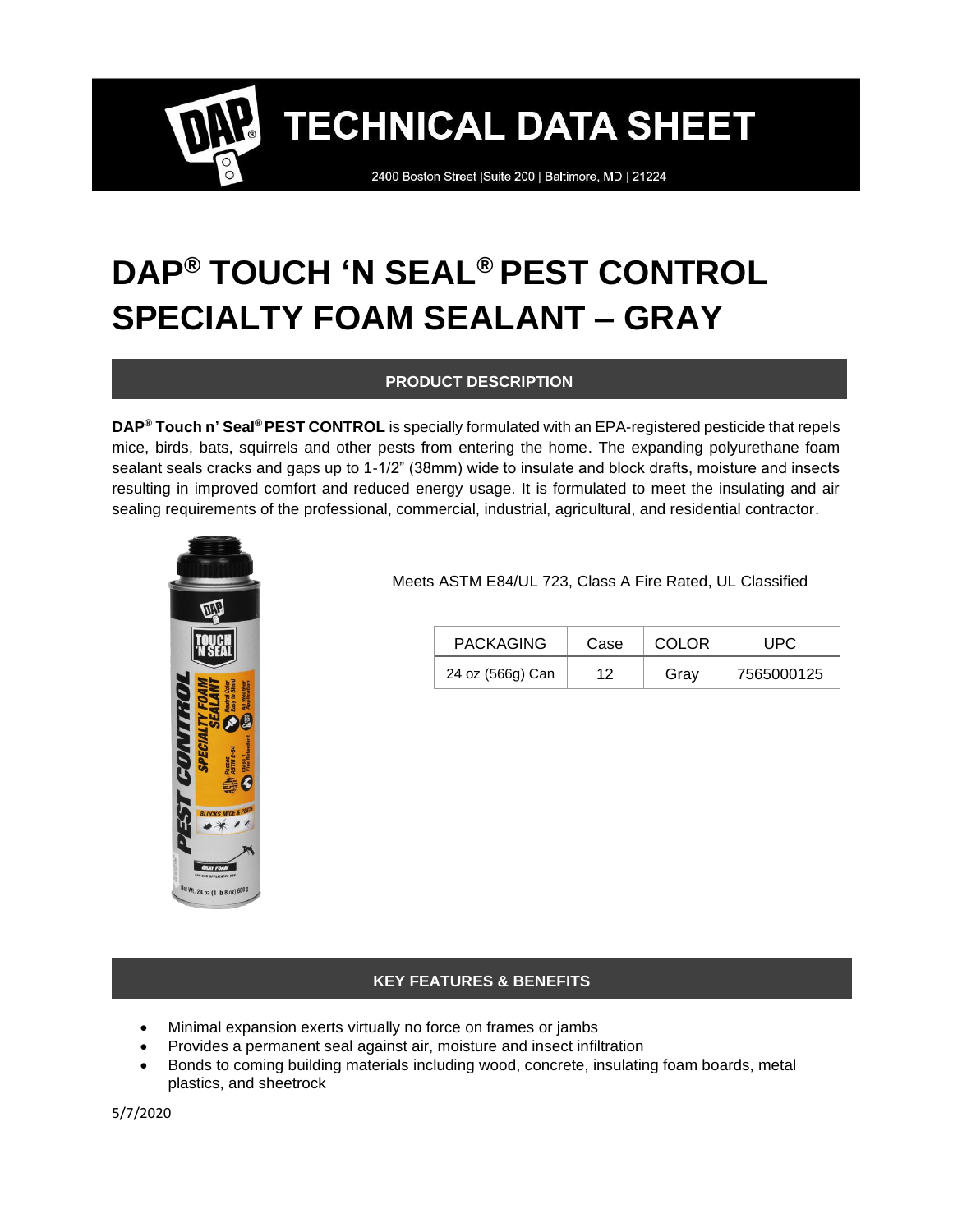# TECHNICAL DATA SHEET

2400 Boston Street |Suite 200 | Baltimore, MD | 21224

# DAP® TOUCH 'N SEAL® PEST CONTROL SPECIALTY FOAM SEALANT – GRAY

## PRODUCT DESCRIPTION

**DAP® Touch n' Seal® PEST CONTROL** is specially formulated with an EPA-registered pesticide that repels mice, birds, bats, squirrels and other pests from entering the home. The expanding polyurethane foam sealant seals cracks and gaps up to 1-1/2" (38mm) wide to insulate and block drafts, moisture and insects resulting in improved comfort and reduced energy usage. It is formulated to meet the insulating and air sealing requirements of the professional, commercial, industrial, agricultural, and residential contractor.

Meets ASTM E84/UL 723, Class A Fire Rated, UL Classified

| PACKAGING | Case | COLOR | UPC |
|---|---|---|---|
| 24 oz (566g) Can | 12 | Gray | 7565000125 |

## KEY FEATURES & BENEFITS

- Minimal expansion exerts virtually no force on frames or jambs
- Provides a permanent seal against air, moisture and insect infiltration
- Bonds to coming building materials including wood, concrete, insulating foam boards, metal plastics, and sheetrock

5/7/2020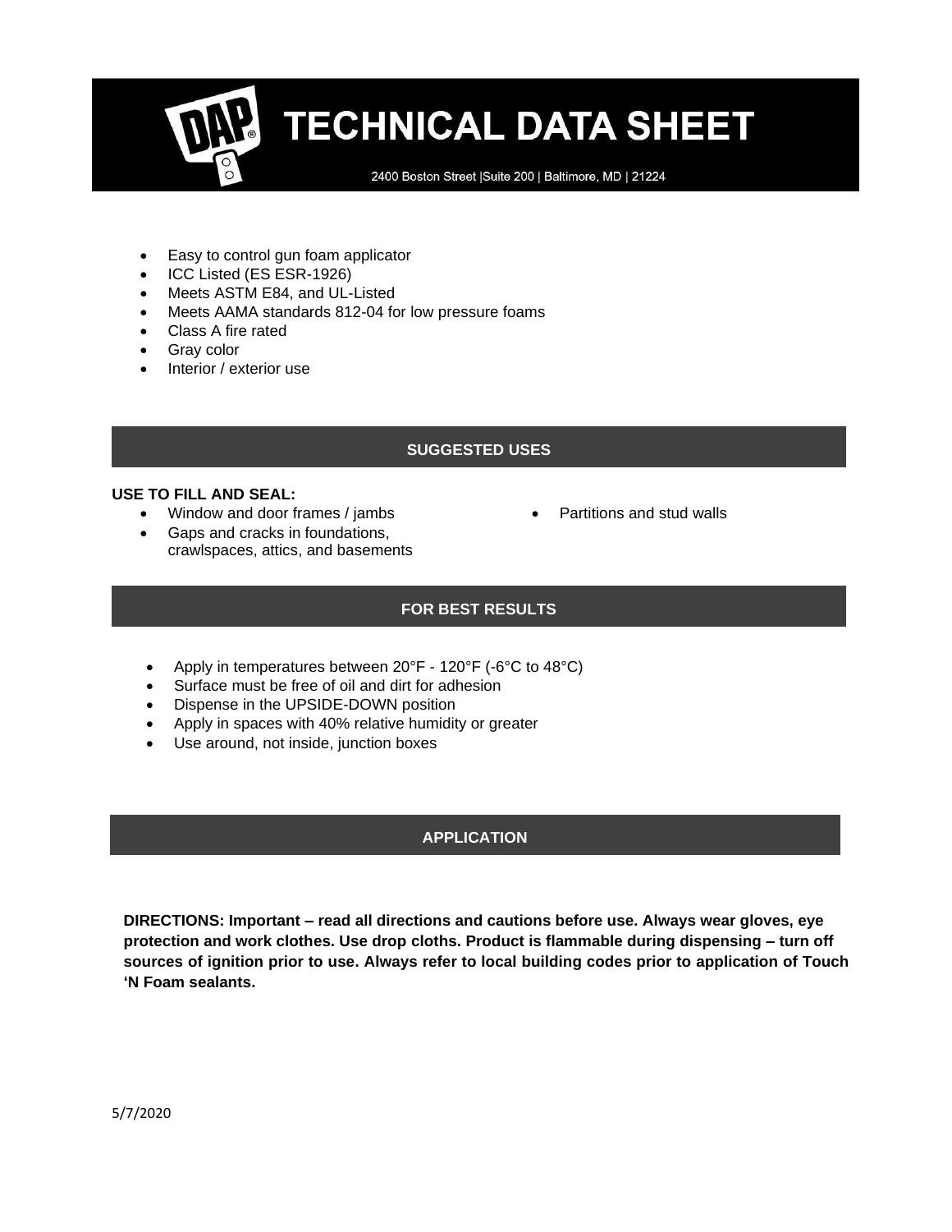- Easy to control gun foam applicator
- ICC Listed (ES ESR-1926)
- Meets ASTM E84, and UL-Listed
- Meets AAMA standards 812-04 for low pressure foams
- Class A fire rated
- Gray color
- Interior / exterior use

## SUGGESTED USES

**USE TO FILL AND SEAL:**

- Window and door frames / jambs
- Gaps and cracks in foundations, crawlspaces, attics, and basements
- Partitions and stud walls

## FOR BEST RESULTS

- Apply in temperatures between 20°F - 120°F (-6°C to 48°C)
- Surface must be free of oil and dirt for adhesion
- Dispense in the UPSIDE-DOWN position
- Apply in spaces with 40% relative humidity or greater
- Use around, not inside, junction boxes

## APPLICATION

**DIRECTIONS: Important – read all directions and cautions before use. Always wear gloves, eye protection and work clothes. Use drop cloths. Product is flammable during dispensing – turn off sources of ignition prior to use. Always refer to local building codes prior to application of Touch 'N Foam sealants.**

5/7/2020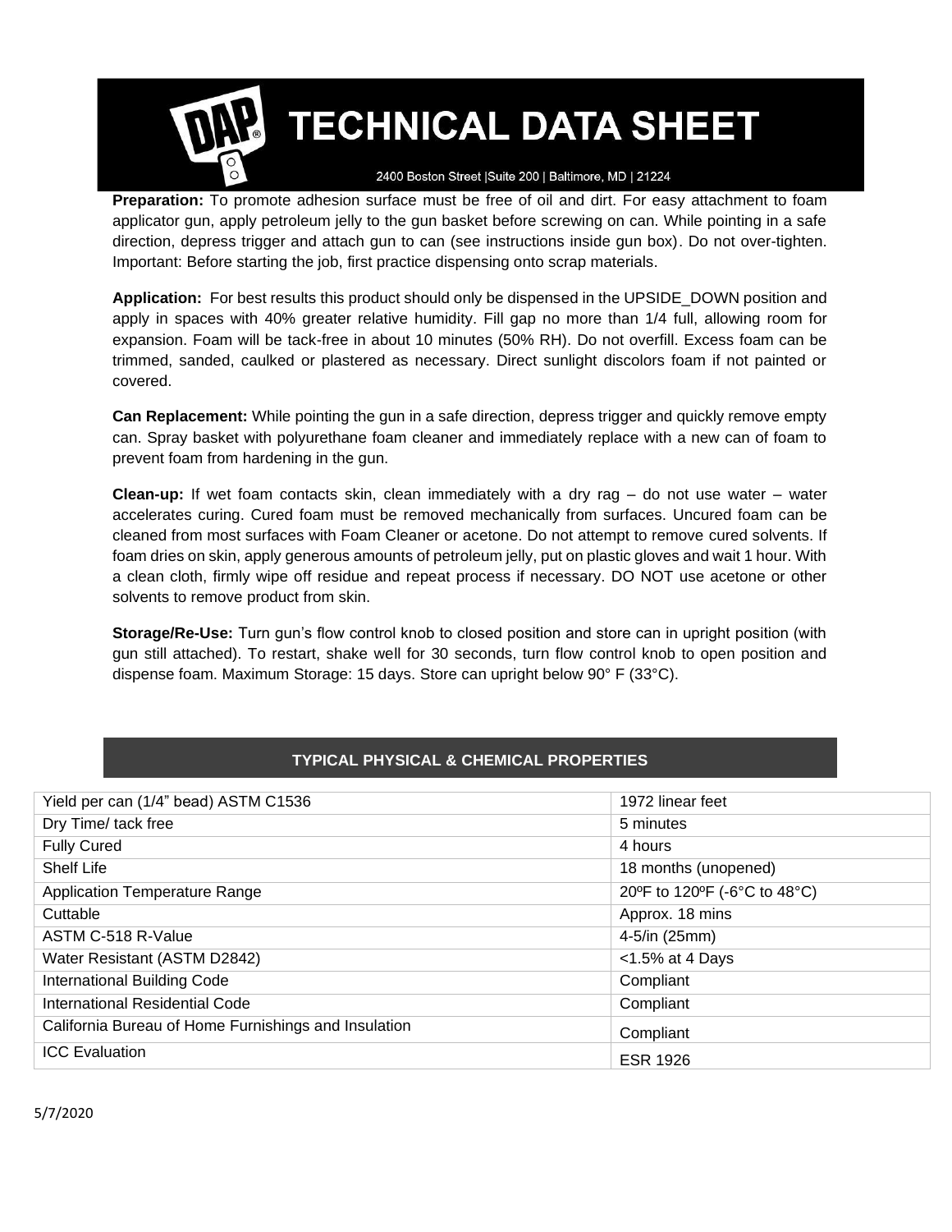**Preparation:** To promote adhesion surface must be free of oil and dirt. For easy attachment to foam applicator gun, apply petroleum jelly to the gun basket before screwing on can. While pointing in a safe direction, depress trigger and attach gun to can (see instructions inside gun box). Do not over-tighten. Important: Before starting the job, first practice dispensing onto scrap materials.

**Application:** For best results this product should only be dispensed in the UPSIDE_DOWN position and apply in spaces with 40% greater relative humidity. Fill gap no more than 1/4 full, allowing room for expansion. Foam will be tack-free in about 10 minutes (50% RH). Do not overfill. Excess foam can be trimmed, sanded, caulked or plastered as necessary. Direct sunlight discolors foam if not painted or covered.

**Can Replacement:** While pointing the gun in a safe direction, depress trigger and quickly remove empty can. Spray basket with polyurethane foam cleaner and immediately replace with a new can of foam to prevent foam from hardening in the gun.

**Clean-up:** If wet foam contacts skin, clean immediately with a dry rag – do not use water – water accelerates curing. Cured foam must be removed mechanically from surfaces. Uncured foam can be cleaned from most surfaces with Foam Cleaner or acetone. Do not attempt to remove cured solvents. If foam dries on skin, apply generous amounts of petroleum jelly, put on plastic gloves and wait 1 hour. With a clean cloth, firmly wipe off residue and repeat process if necessary. DO NOT use acetone or other solvents to remove product from skin.

**Storage/Re-Use:** Turn gun's flow control knob to closed position and store can in upright position (with gun still attached). To restart, shake well for 30 seconds, turn flow control knob to open position and dispense foam. Maximum Storage: 15 days. Store can upright below 90° F (33°C).

## TYPICAL PHYSICAL & CHEMICAL PROPERTIES

| Property | Value |
|---|---|
| Yield per can (1/4" bead) ASTM C1536 | 1972 linear feet |
| Dry Time/ tack free | 5 minutes |
| Fully Cured | 4 hours |
| Shelf Life | 18 months (unopened) |
| Application Temperature Range | 20ºF to 120ºF (-6°C to 48°C) |
| Cuttable | Approx. 18 mins |
| ASTM C-518 R-Value | 4-5/in (25mm) |
| Water Resistant (ASTM D2842) | <1.5% at 4 Days |
| International Building Code | Compliant |
| International Residential Code | Compliant |
| California Bureau of Home Furnishings and Insulation | Compliant |
| ICC Evaluation | ESR 1926 |

5/7/2020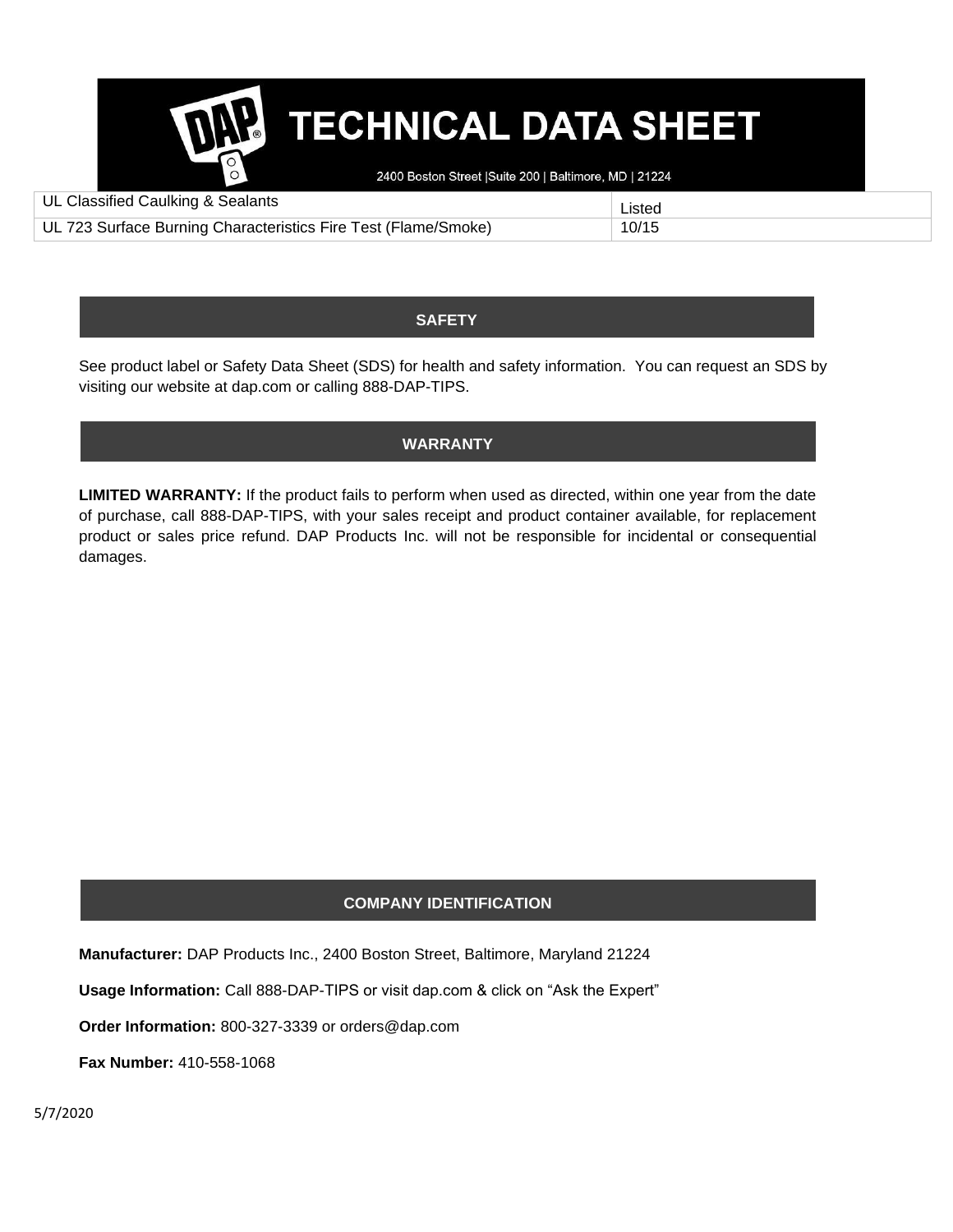| UL Classified Caulking & Sealants | Listed |
|---|---|
| UL 723 Surface Burning Characteristics Fire Test (Flame/Smoke) | 10/15 |

## SAFETY

See product label or Safety Data Sheet (SDS) for health and safety information. You can request an SDS by visiting our website at dap.com or calling 888-DAP-TIPS.

## WARRANTY

**LIMITED WARRANTY:** If the product fails to perform when used as directed, within one year from the date of purchase, call 888-DAP-TIPS, with your sales receipt and product container available, for replacement product or sales price refund. DAP Products Inc. will not be responsible for incidental or consequential damages.

## COMPANY IDENTIFICATION

**Manufacturer:** DAP Products Inc., 2400 Boston Street, Baltimore, Maryland 21224

**Usage Information:** Call 888-DAP-TIPS or visit dap.com & click on "Ask the Expert"

**Order Information:** 800-327-3339 or orders@dap.com

**Fax Number:** 410-558-1068

5/7/2020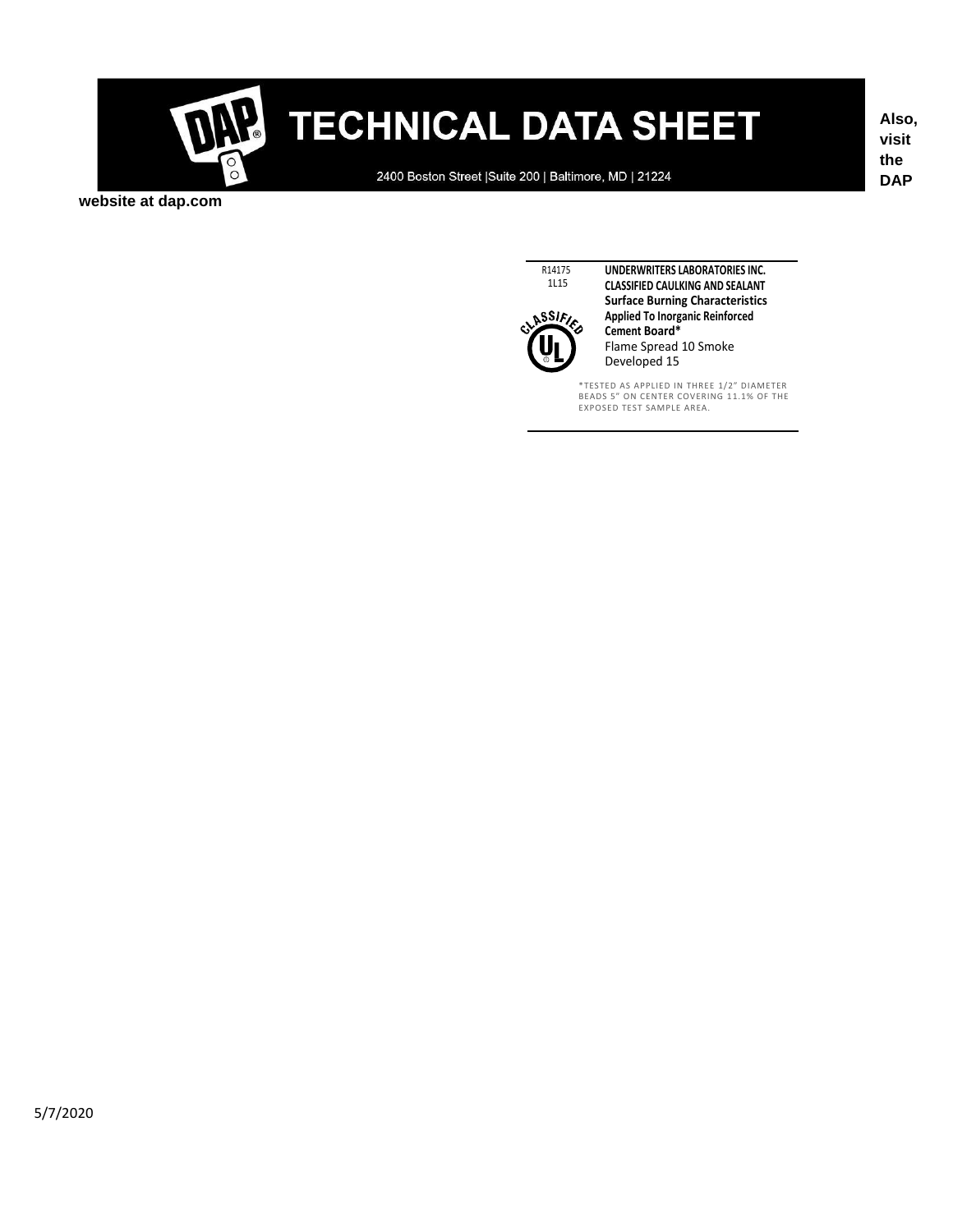# TECHNICAL DATA SHEET

2400 Boston Street |Suite 200 | Baltimore, MD | 21224

**Also, visit the DAP website at dap.com**

R14175
1L15

**UNDERWRITERS LABORATORIES INC.**
**CLASSIFIED CAULKING AND SEALANT**
**Surface Burning Characteristics**
**Applied To Inorganic Reinforced Cement Board***
Flame Spread 10 Smoke Developed 15

*TESTED AS APPLIED IN THREE 1/2" DIAMETER BEADS 5" ON CENTER COVERING 11.1% OF THE EXPOSED TEST SAMPLE AREA.

5/7/2020